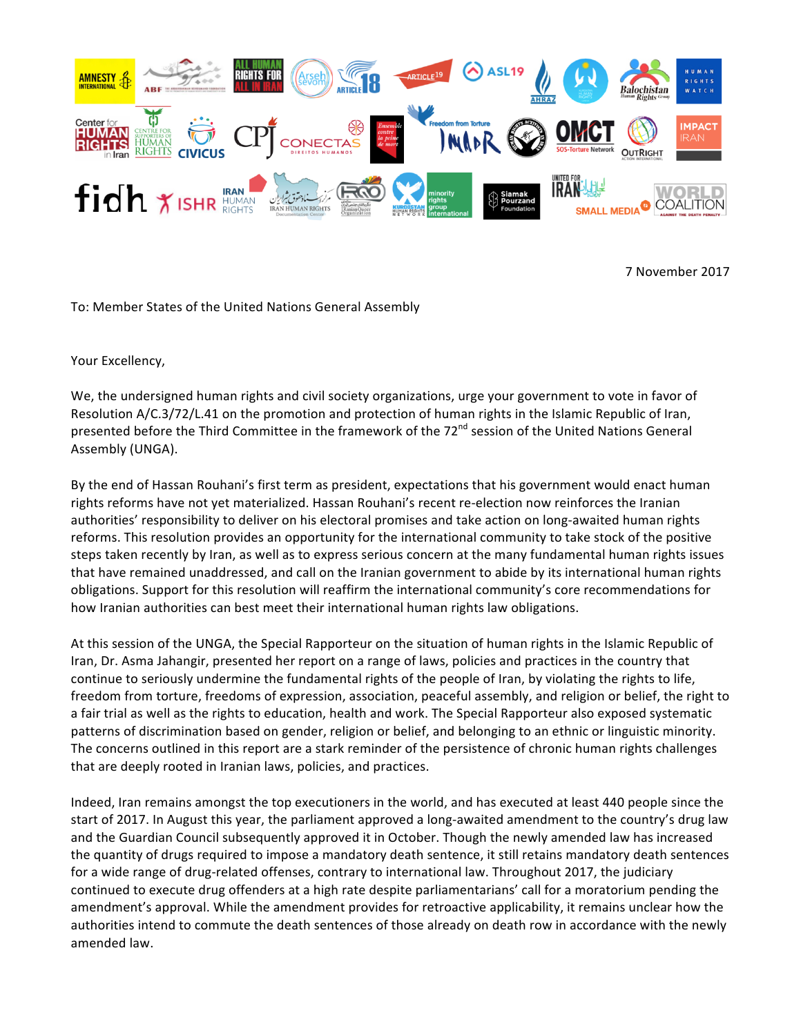7 November 2017

To: Member States of the United Nations General Assembly

Your Excellency,

We, the undersigned human rights and civil society organizations, urge your government to vote in favor of Resolution A/C.3/72/L.41 on the promotion and protection of human rights in the Islamic Republic of Iran, presented before the Third Committee in the framework of the 72nd session of the United Nations General Assembly (UNGA).

By the end of Hassan Rouhani's first term as president, expectations that his government would enact human rights reforms have not yet materialized. Hassan Rouhani's recent re-election now reinforces the Iranian authorities' responsibility to deliver on his electoral promises and take action on long-awaited human rights reforms. This resolution provides an opportunity for the international community to take stock of the positive steps taken recently by Iran, as well as to express serious concern at the many fundamental human rights issues that have remained unaddressed, and call on the Iranian government to abide by its international human rights obligations. Support for this resolution will reaffirm the international community's core recommendations for how Iranian authorities can best meet their international human rights law obligations.

At this session of the UNGA, the Special Rapporteur on the situation of human rights in the Islamic Republic of Iran, Dr. Asma Jahangir, presented her report on a range of laws, policies and practices in the country that continue to seriously undermine the fundamental rights of the people of Iran, by violating the rights to life, freedom from torture, freedoms of expression, association, peaceful assembly, and religion or belief, the right to a fair trial as well as the rights to education, health and work. The Special Rapporteur also exposed systematic patterns of discrimination based on gender, religion or belief, and belonging to an ethnic or linguistic minority. The concerns outlined in this report are a stark reminder of the persistence of chronic human rights challenges that are deeply rooted in Iranian laws, policies, and practices.

Indeed, Iran remains amongst the top executioners in the world, and has executed at least 440 people since the start of 2017. In August this year, the parliament approved a long-awaited amendment to the country's drug law and the Guardian Council subsequently approved it in October. Though the newly amended law has increased the quantity of drugs required to impose a mandatory death sentence, it still retains mandatory death sentences for a wide range of drug-related offenses, contrary to international law. Throughout 2017, the judiciary continued to execute drug offenders at a high rate despite parliamentarians' call for a moratorium pending the amendment's approval. While the amendment provides for retroactive applicability, it remains unclear how the authorities intend to commute the death sentences of those already on death row in accordance with the newly amended law.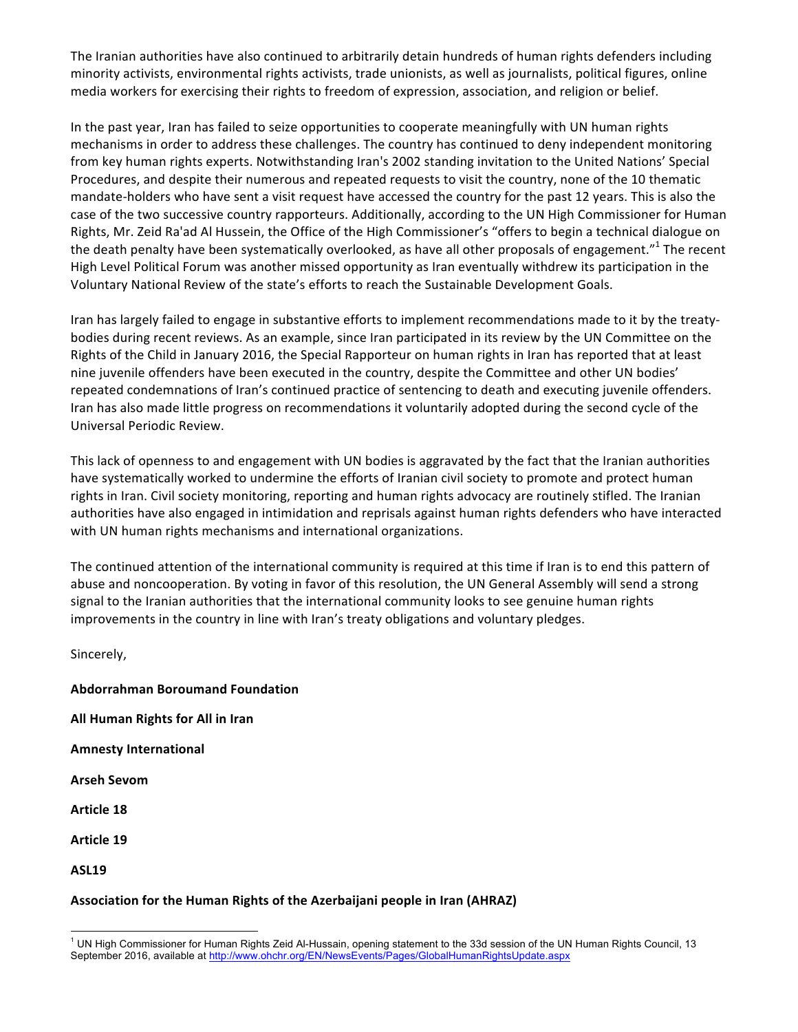The Iranian authorities have also continued to arbitrarily detain hundreds of human rights defenders including minority activists, environmental rights activists, trade unionists, as well as journalists, political figures, online media workers for exercising their rights to freedom of expression, association, and religion or belief.

In the past year, Iran has failed to seize opportunities to cooperate meaningfully with UN human rights mechanisms in order to address these challenges. The country has continued to deny independent monitoring from key human rights experts. Notwithstanding Iran's 2002 standing invitation to the United Nations' Special Procedures, and despite their numerous and repeated requests to visit the country, none of the 10 thematic mandate-holders who have sent a visit request have accessed the country for the past 12 years. This is also the case of the two successive country rapporteurs. Additionally, according to the UN High Commissioner for Human Rights, Mr. Zeid Ra'ad Al Hussein, the Office of the High Commissioner's "offers to begin a technical dialogue on the death penalty have been systematically overlooked, as have all other proposals of engagement."[1] The recent High Level Political Forum was another missed opportunity as Iran eventually withdrew its participation in the Voluntary National Review of the state's efforts to reach the Sustainable Development Goals.

Iran has largely failed to engage in substantive efforts to implement recommendations made to it by the treaty-bodies during recent reviews. As an example, since Iran participated in its review by the UN Committee on the Rights of the Child in January 2016, the Special Rapporteur on human rights in Iran has reported that at least nine juvenile offenders have been executed in the country, despite the Committee and other UN bodies' repeated condemnations of Iran's continued practice of sentencing to death and executing juvenile offenders. Iran has also made little progress on recommendations it voluntarily adopted during the second cycle of the Universal Periodic Review.

This lack of openness to and engagement with UN bodies is aggravated by the fact that the Iranian authorities have systematically worked to undermine the efforts of Iranian civil society to promote and protect human rights in Iran. Civil society monitoring, reporting and human rights advocacy are routinely stifled. The Iranian authorities have also engaged in intimidation and reprisals against human rights defenders who have interacted with UN human rights mechanisms and international organizations.

The continued attention of the international community is required at this time if Iran is to end this pattern of abuse and noncooperation. By voting in favor of this resolution, the UN General Assembly will send a strong signal to the Iranian authorities that the international community looks to see genuine human rights improvements in the country in line with Iran's treaty obligations and voluntary pledges.

Sincerely,

**Abdorrahman Boroumand Foundation**

**All Human Rights for All in Iran**

**Amnesty International**

**Arseh Sevom**

**Article 18**

**Article 19**

**ASL19**

**Association for the Human Rights of the Azerbaijani people in Iran (AHRAZ)**

---

[1] UN High Commissioner for Human Rights Zeid Al-Hussain, opening statement to the 33d session of the UN Human Rights Council, 13 September 2016, available at http://www.ohchr.org/EN/NewsEvents/Pages/GlobalHumanRightsUpdate.aspx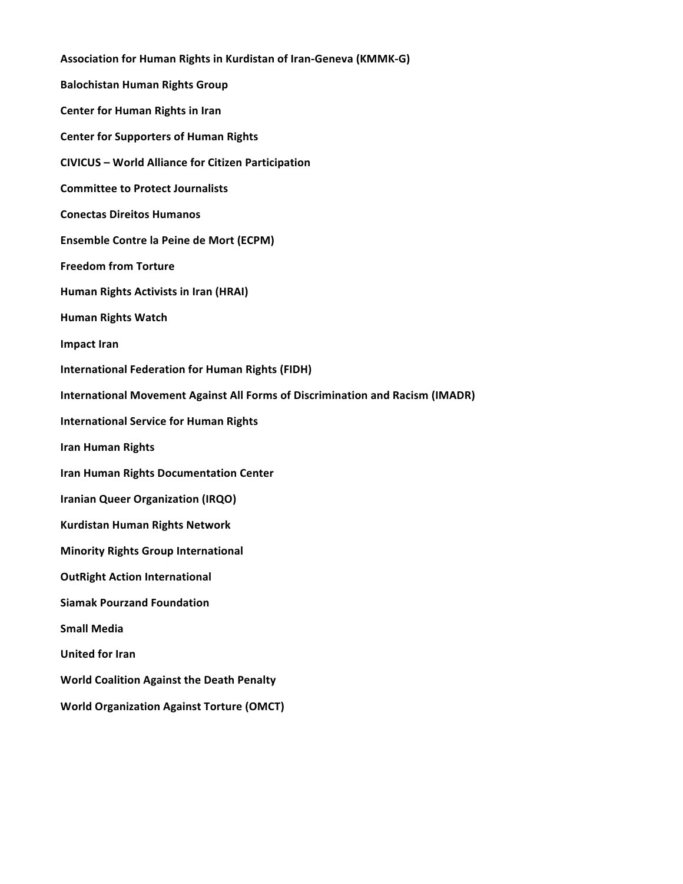**Association for Human Rights in Kurdistan of Iran-Geneva (KMMK-G)**

**Balochistan Human Rights Group**

**Center for Human Rights in Iran**

**Center for Supporters of Human Rights**

**CIVICUS – World Alliance for Citizen Participation**

**Committee to Protect Journalists**

**Conectas Direitos Humanos**

**Ensemble Contre la Peine de Mort (ECPM)**

**Freedom from Torture**

**Human Rights Activists in Iran (HRAI)**

**Human Rights Watch**

**Impact Iran**

**International Federation for Human Rights (FIDH)**

**International Movement Against All Forms of Discrimination and Racism (IMADR)**

**International Service for Human Rights**

**Iran Human Rights**

**Iran Human Rights Documentation Center**

**Iranian Queer Organization (IRQO)**

**Kurdistan Human Rights Network**

**Minority Rights Group International**

**OutRight Action International**

**Siamak Pourzand Foundation**

**Small Media**

**United for Iran**

**World Coalition Against the Death Penalty**

**World Organization Against Torture (OMCT)**